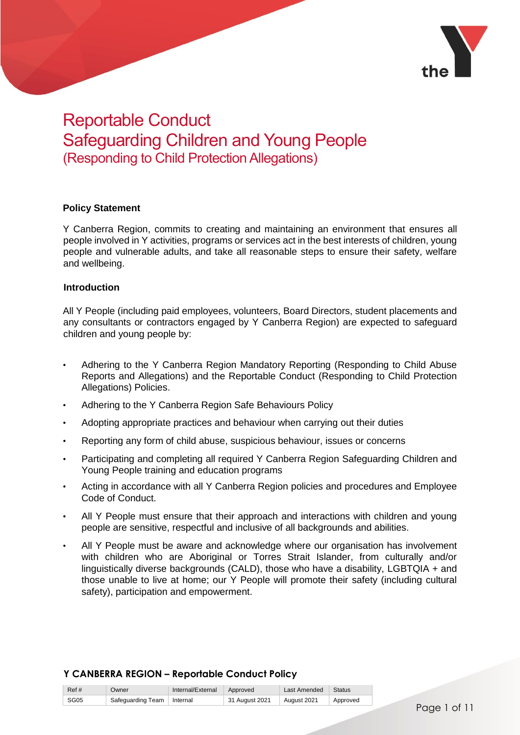# Reportable Conduct
# Safeguarding Children and Young People
## (Responding to Child Protection Allegations)

**Policy Statement**

Y Canberra Region, commits to creating and maintaining an environment that ensures all people involved in Y activities, programs or services act in the best interests of children, young people and vulnerable adults, and take all reasonable steps to ensure their safety, welfare and wellbeing.

**Introduction**

All Y People (including paid employees, volunteers, Board Directors, student placements and any consultants or contractors engaged by Y Canberra Region) are expected to safeguard children and young people by:

- Adhering to the Y Canberra Region Mandatory Reporting (Responding to Child Abuse Reports and Allegations) and the Reportable Conduct (Responding to Child Protection Allegations) Policies.
- Adhering to the Y Canberra Region Safe Behaviours Policy
- Adopting appropriate practices and behaviour when carrying out their duties
- Reporting any form of child abuse, suspicious behaviour, issues or concerns
- Participating and completing all required Y Canberra Region Safeguarding Children and Young People training and education programs
- Acting in accordance with all Y Canberra Region policies and procedures and Employee Code of Conduct.
- All Y People must ensure that their approach and interactions with children and young people are sensitive, respectful and inclusive of all backgrounds and abilities.
- All Y People must be aware and acknowledge where our organisation has involvement with children who are Aboriginal or Torres Strait Islander, from culturally and/or linguistically diverse backgrounds (CALD), those who have a disability, LGBTQIA + and those unable to live at home; our Y People will promote their safety (including cultural safety), participation and empowerment.

**Y CANBERRA REGION – Reportable Conduct Policy**

| Ref # | Owner | Internal/External | Approved | Last Amended | Status |
|---|---|---|---|---|---|
| SG05 | Safeguarding Team | Internal | 31 August 2021 | August 2021 | Approved |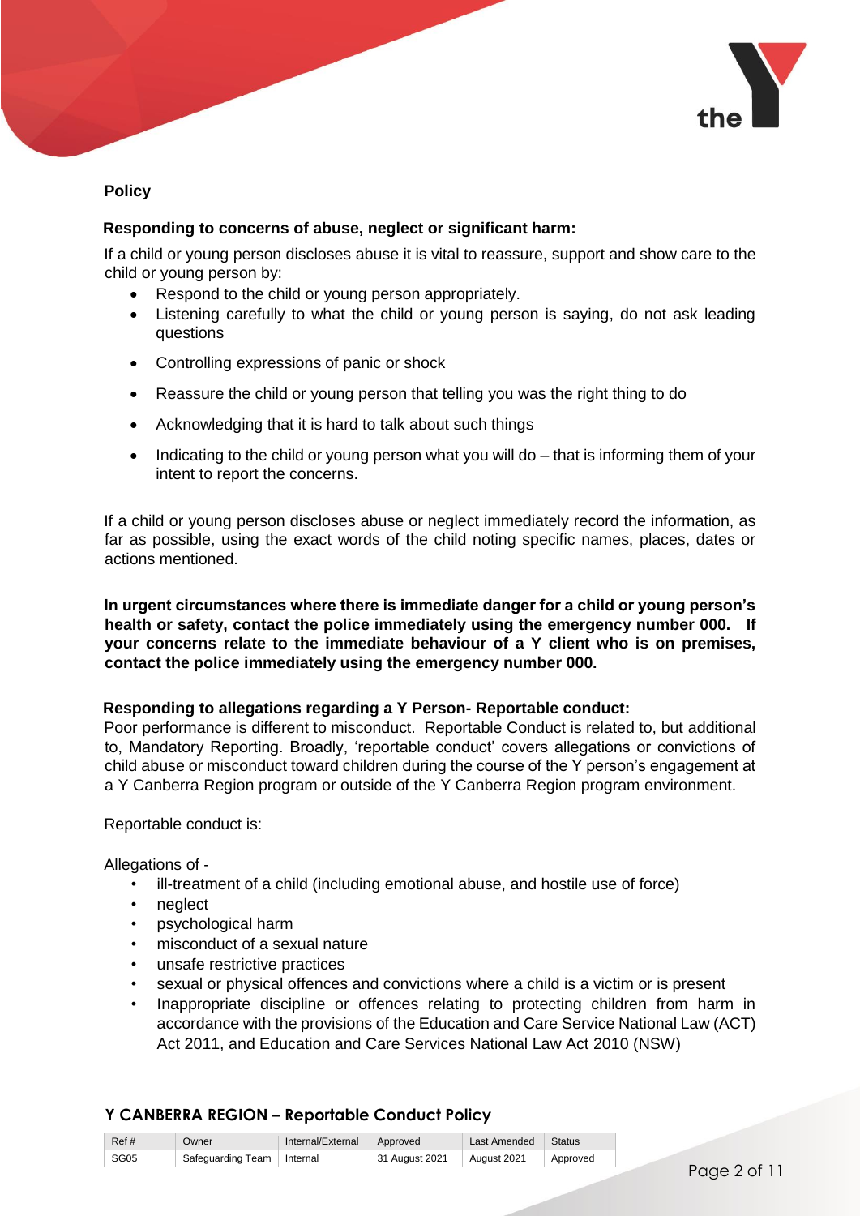**Policy**

**Responding to concerns of abuse, neglect or significant harm:**

If a child or young person discloses abuse it is vital to reassure, support and show care to the child or young person by:

- Respond to the child or young person appropriately.
- Listening carefully to what the child or young person is saying, do not ask leading questions
- Controlling expressions of panic or shock
- Reassure the child or young person that telling you was the right thing to do
- Acknowledging that it is hard to talk about such things
- Indicating to the child or young person what you will do – that is informing them of your intent to report the concerns.

If a child or young person discloses abuse or neglect immediately record the information, as far as possible, using the exact words of the child noting specific names, places, dates or actions mentioned.

**In urgent circumstances where there is immediate danger for a child or young person's health or safety, contact the police immediately using the emergency number 000. If your concerns relate to the immediate behaviour of a Y client who is on premises, contact the police immediately using the emergency number 000.**

**Responding to allegations regarding a Y Person- Reportable conduct:**

Poor performance is different to misconduct. Reportable Conduct is related to, but additional to, Mandatory Reporting. Broadly, 'reportable conduct' covers allegations or convictions of child abuse or misconduct toward children during the course of the Y person's engagement at a Y Canberra Region program or outside of the Y Canberra Region program environment.

Reportable conduct is:

Allegations of -

- ill-treatment of a child (including emotional abuse, and hostile use of force)
- neglect
- psychological harm
- misconduct of a sexual nature
- unsafe restrictive practices
- sexual or physical offences and convictions where a child is a victim or is present
- Inappropriate discipline or offences relating to protecting children from harm in accordance with the provisions of the Education and Care Service National Law (ACT) Act 2011, and Education and Care Services National Law Act 2010 (NSW)

**Y CANBERRA REGION – Reportable Conduct Policy**

| Ref # | Owner | Internal/External | Approved | Last Amended | Status |
|---|---|---|---|---|---|
| SG05 | Safeguarding Team | Internal | 31 August 2021 | August 2021 | Approved |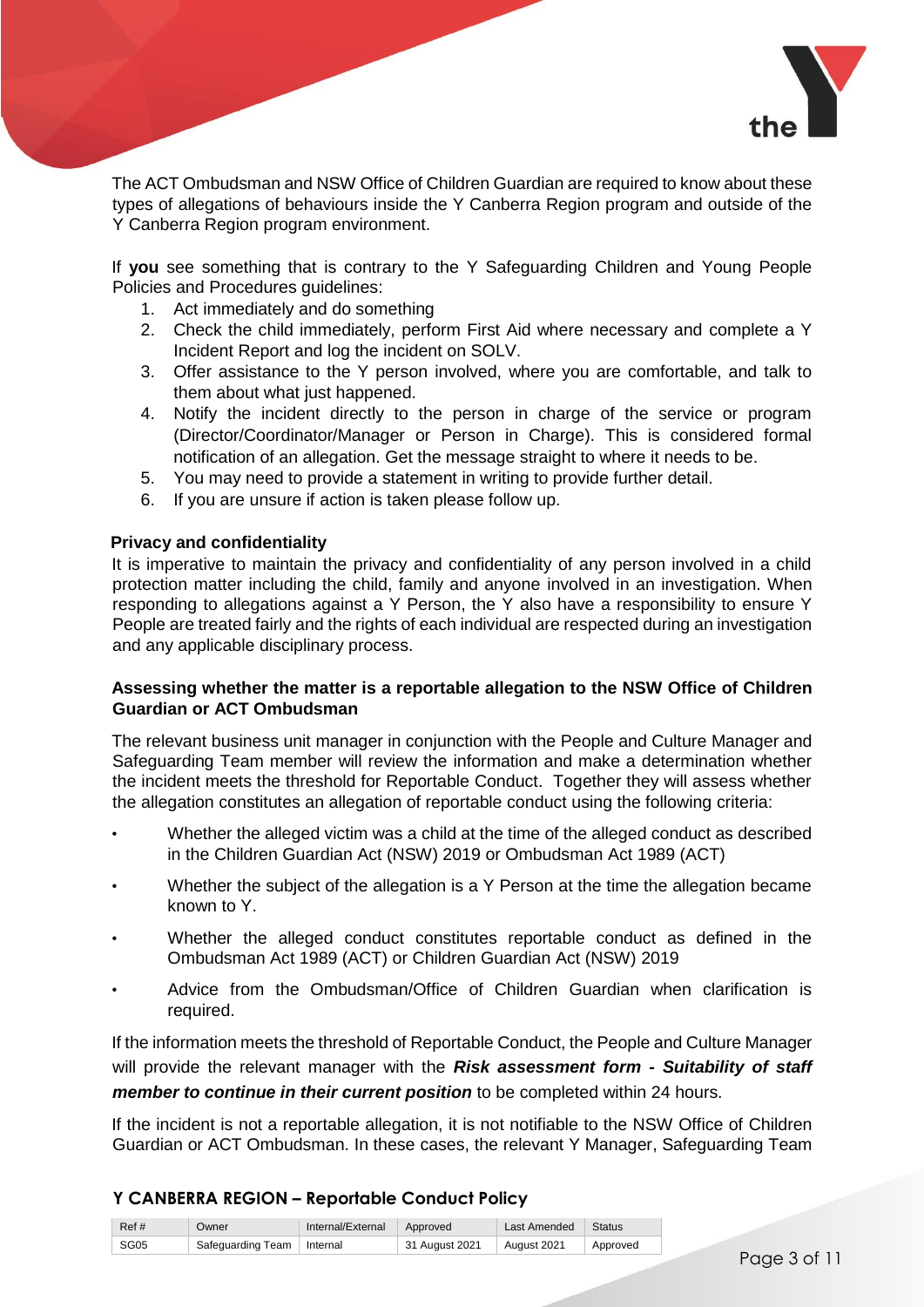The ACT Ombudsman and NSW Office of Children Guardian are required to know about these types of allegations of behaviours inside the Y Canberra Region program and outside of the Y Canberra Region program environment.

If **you** see something that is contrary to the Y Safeguarding Children and Young People Policies and Procedures guidelines:

1. Act immediately and do something
2. Check the child immediately, perform First Aid where necessary and complete a Y Incident Report and log the incident on SOLV.
3. Offer assistance to the Y person involved, where you are comfortable, and talk to them about what just happened.
4. Notify the incident directly to the person in charge of the service or program (Director/Coordinator/Manager or Person in Charge). This is considered formal notification of an allegation. Get the message straight to where it needs to be.
5. You may need to provide a statement in writing to provide further detail.
6. If you are unsure if action is taken please follow up.

**Privacy and confidentiality**

It is imperative to maintain the privacy and confidentiality of any person involved in a child protection matter including the child, family and anyone involved in an investigation. When responding to allegations against a Y Person, the Y also have a responsibility to ensure Y People are treated fairly and the rights of each individual are respected during an investigation and any applicable disciplinary process.

**Assessing whether the matter is a reportable allegation to the NSW Office of Children Guardian or ACT Ombudsman**

The relevant business unit manager in conjunction with the People and Culture Manager and Safeguarding Team member will review the information and make a determination whether the incident meets the threshold for Reportable Conduct. Together they will assess whether the allegation constitutes an allegation of reportable conduct using the following criteria:

- Whether the alleged victim was a child at the time of the alleged conduct as described in the Children Guardian Act (NSW) 2019 or Ombudsman Act 1989 (ACT)
- Whether the subject of the allegation is a Y Person at the time the allegation became known to Y.
- Whether the alleged conduct constitutes reportable conduct as defined in the Ombudsman Act 1989 (ACT) or Children Guardian Act (NSW) 2019
- Advice from the Ombudsman/Office of Children Guardian when clarification is required.

If the information meets the threshold of Reportable Conduct, the People and Culture Manager will provide the relevant manager with the ***Risk assessment form - Suitability of staff member to continue in their current position*** to be completed within 24 hours.

If the incident is not a reportable allegation, it is not notifiable to the NSW Office of Children Guardian or ACT Ombudsman. In these cases, the relevant Y Manager, Safeguarding Team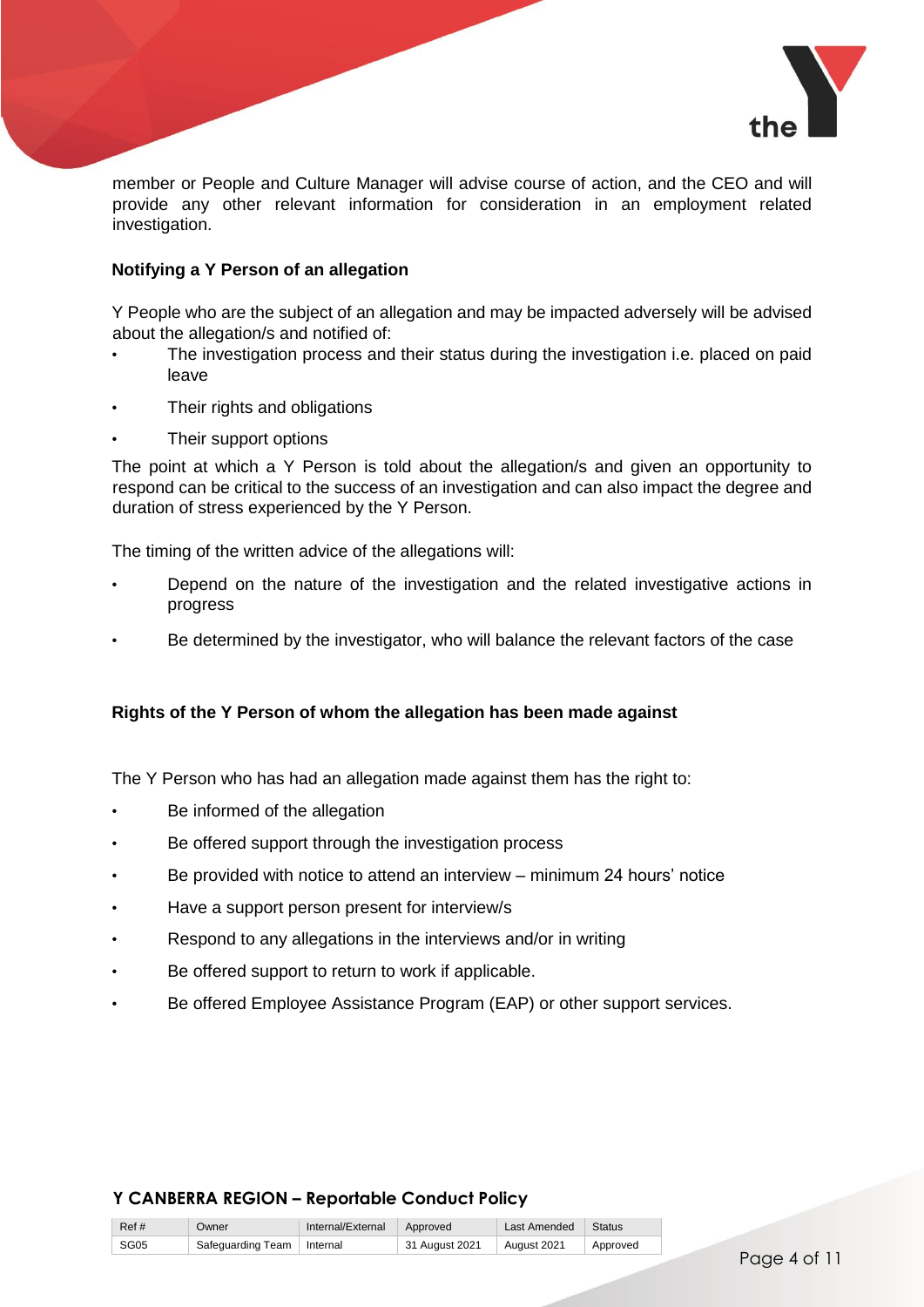member or People and Culture Manager will advise course of action, and the CEO and will provide any other relevant information for consideration in an employment related investigation.

**Notifying a Y Person of an allegation**

Y People who are the subject of an allegation and may be impacted adversely will be advised about the allegation/s and notified of:

- The investigation process and their status during the investigation i.e. placed on paid leave
- Their rights and obligations
- Their support options

The point at which a Y Person is told about the allegation/s and given an opportunity to respond can be critical to the success of an investigation and can also impact the degree and duration of stress experienced by the Y Person.

The timing of the written advice of the allegations will:

- Depend on the nature of the investigation and the related investigative actions in progress
- Be determined by the investigator, who will balance the relevant factors of the case

**Rights of the Y Person of whom the allegation has been made against**

The Y Person who has had an allegation made against them has the right to:

- Be informed of the allegation
- Be offered support through the investigation process
- Be provided with notice to attend an interview – minimum 24 hours' notice
- Have a support person present for interview/s
- Respond to any allegations in the interviews and/or in writing
- Be offered support to return to work if applicable.
- Be offered Employee Assistance Program (EAP) or other support services.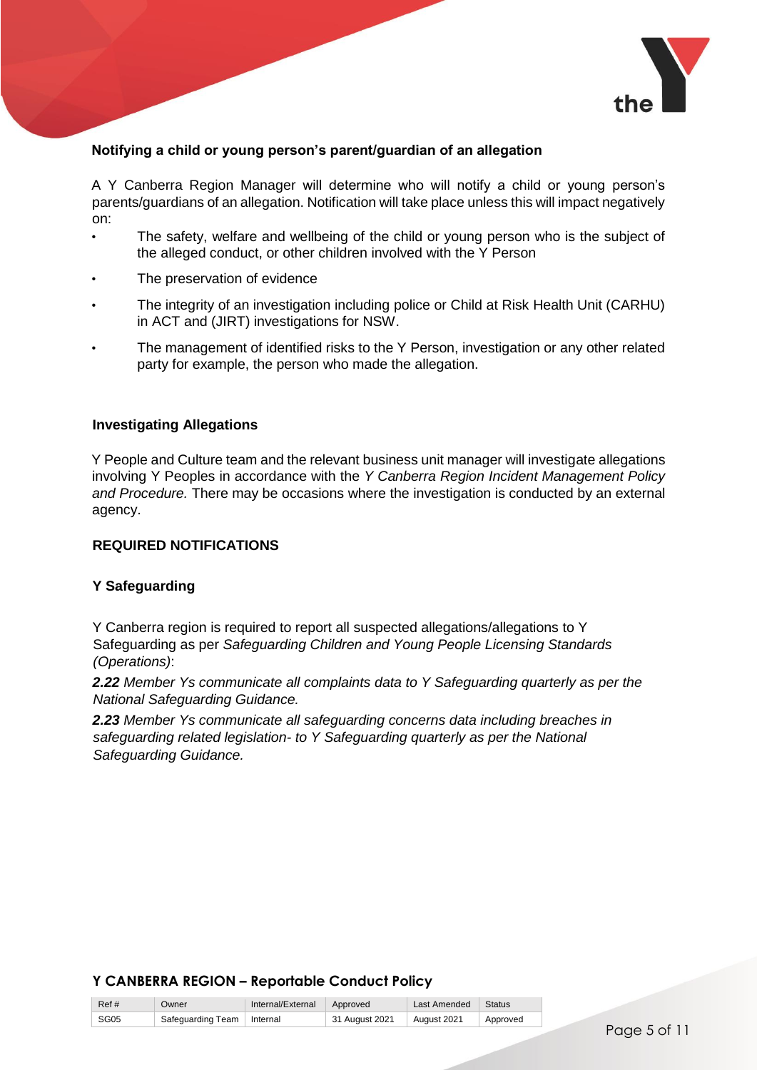### Notifying a child or young person's parent/guardian of an allegation

A Y Canberra Region Manager will determine who will notify a child or young person's parents/guardians of an allegation. Notification will take place unless this will impact negatively on:

- The safety, welfare and wellbeing of the child or young person who is the subject of the alleged conduct, or other children involved with the Y Person
- The preservation of evidence
- The integrity of an investigation including police or Child at Risk Health Unit (CARHU) in ACT and (JIRT) investigations for NSW.
- The management of identified risks to the Y Person, investigation or any other related party for example, the person who made the allegation.

### Investigating Allegations

Y People and Culture team and the relevant business unit manager will investigate allegations involving Y Peoples in accordance with the *Y Canberra Region Incident Management Policy and Procedure.* There may be occasions where the investigation is conducted by an external agency.

## REQUIRED NOTIFICATIONS

### Y Safeguarding

Y Canberra region is required to report all suspected allegations/allegations to Y Safeguarding as per *Safeguarding Children and Young People Licensing Standards (Operations)*:

***2.22*** *Member Ys communicate all complaints data to Y Safeguarding quarterly as per the National Safeguarding Guidance.*

***2.23*** *Member Ys communicate all safeguarding concerns data including breaches in safeguarding related legislation- to Y Safeguarding quarterly as per the National Safeguarding Guidance.*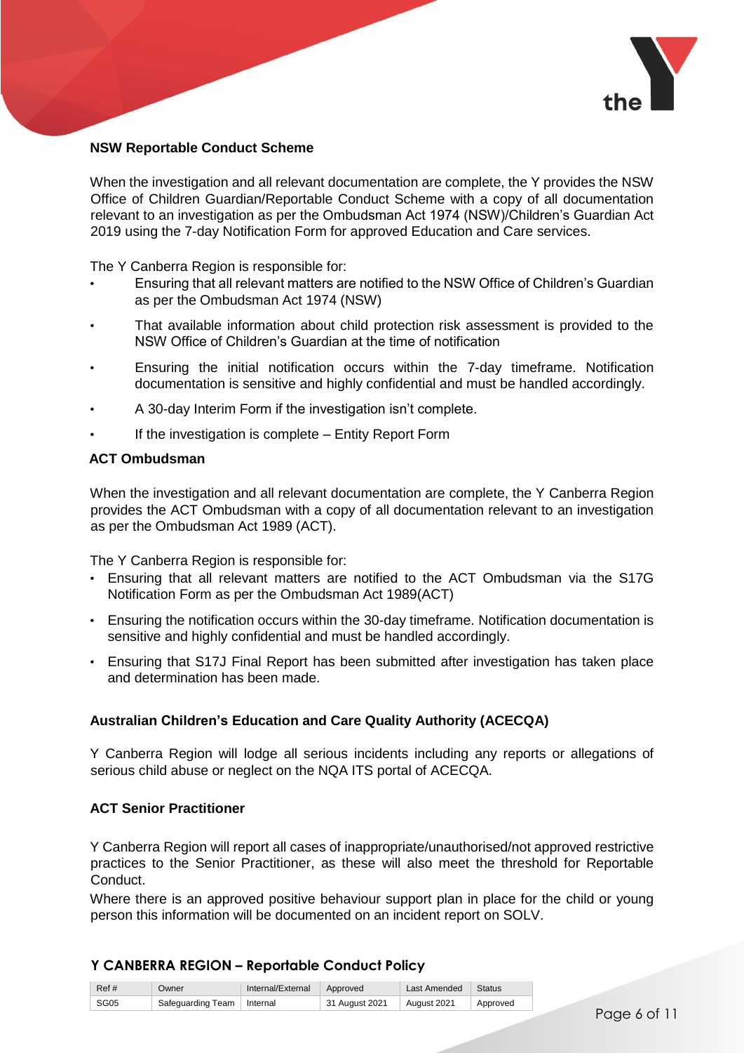### NSW Reportable Conduct Scheme

When the investigation and all relevant documentation are complete, the Y provides the NSW Office of Children Guardian/Reportable Conduct Scheme with a copy of all documentation relevant to an investigation as per the Ombudsman Act 1974 (NSW)/Children's Guardian Act 2019 using the 7-day Notification Form for approved Education and Care services.

The Y Canberra Region is responsible for:

- Ensuring that all relevant matters are notified to the NSW Office of Children's Guardian as per the Ombudsman Act 1974 (NSW)
- That available information about child protection risk assessment is provided to the NSW Office of Children's Guardian at the time of notification
- Ensuring the initial notification occurs within the 7-day timeframe. Notification documentation is sensitive and highly confidential and must be handled accordingly.
- A 30-day Interim Form if the investigation isn't complete.
- If the investigation is complete – Entity Report Form

### ACT Ombudsman

When the investigation and all relevant documentation are complete, the Y Canberra Region provides the ACT Ombudsman with a copy of all documentation relevant to an investigation as per the Ombudsman Act 1989 (ACT).

The Y Canberra Region is responsible for:

- Ensuring that all relevant matters are notified to the ACT Ombudsman via the S17G Notification Form as per the Ombudsman Act 1989(ACT)
- Ensuring the notification occurs within the 30-day timeframe. Notification documentation is sensitive and highly confidential and must be handled accordingly.
- Ensuring that S17J Final Report has been submitted after investigation has taken place and determination has been made.

### Australian Children's Education and Care Quality Authority (ACECQA)

Y Canberra Region will lodge all serious incidents including any reports or allegations of serious child abuse or neglect on the NQA ITS portal of ACECQA.

### ACT Senior Practitioner

Y Canberra Region will report all cases of inappropriate/unauthorised/not approved restrictive practices to the Senior Practitioner, as these will also meet the threshold for Reportable Conduct.

Where there is an approved positive behaviour support plan in place for the child or young person this information will be documented on an incident report on SOLV.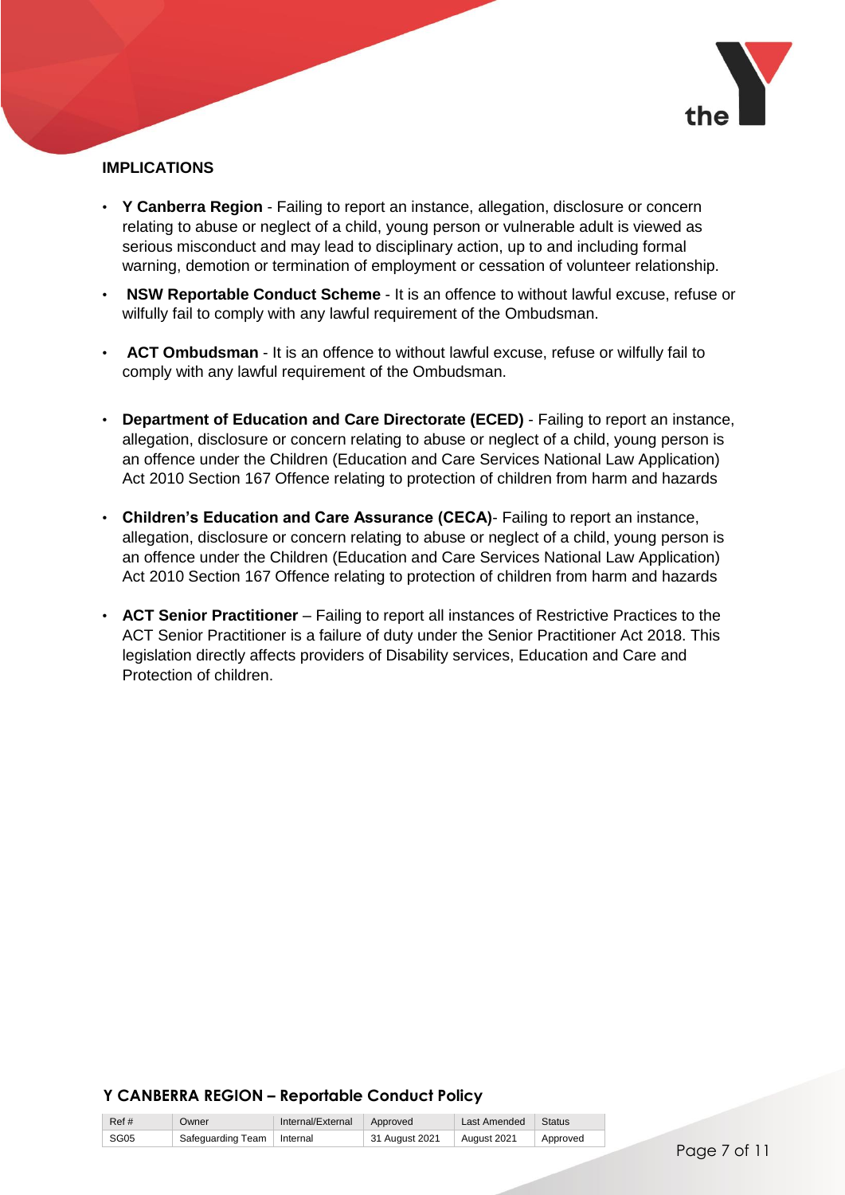## IMPLICATIONS

- **Y Canberra Region** - Failing to report an instance, allegation, disclosure or concern relating to abuse or neglect of a child, young person or vulnerable adult is viewed as serious misconduct and may lead to disciplinary action, up to and including formal warning, demotion or termination of employment or cessation of volunteer relationship.
- **NSW Reportable Conduct Scheme** - It is an offence to without lawful excuse, refuse or wilfully fail to comply with any lawful requirement of the Ombudsman.
- **ACT Ombudsman** - It is an offence to without lawful excuse, refuse or wilfully fail to comply with any lawful requirement of the Ombudsman.
- **Department of Education and Care Directorate (ECED)** - Failing to report an instance, allegation, disclosure or concern relating to abuse or neglect of a child, young person is an offence under the Children (Education and Care Services National Law Application) Act 2010 Section 167 Offence relating to protection of children from harm and hazards
- **Children's Education and Care Assurance (CECA)**- Failing to report an instance, allegation, disclosure or concern relating to abuse or neglect of a child, young person is an offence under the Children (Education and Care Services National Law Application) Act 2010 Section 167 Offence relating to protection of children from harm and hazards
- **ACT Senior Practitioner** – Failing to report all instances of Restrictive Practices to the ACT Senior Practitioner is a failure of duty under the Senior Practitioner Act 2018. This legislation directly affects providers of Disability services, Education and Care and Protection of children.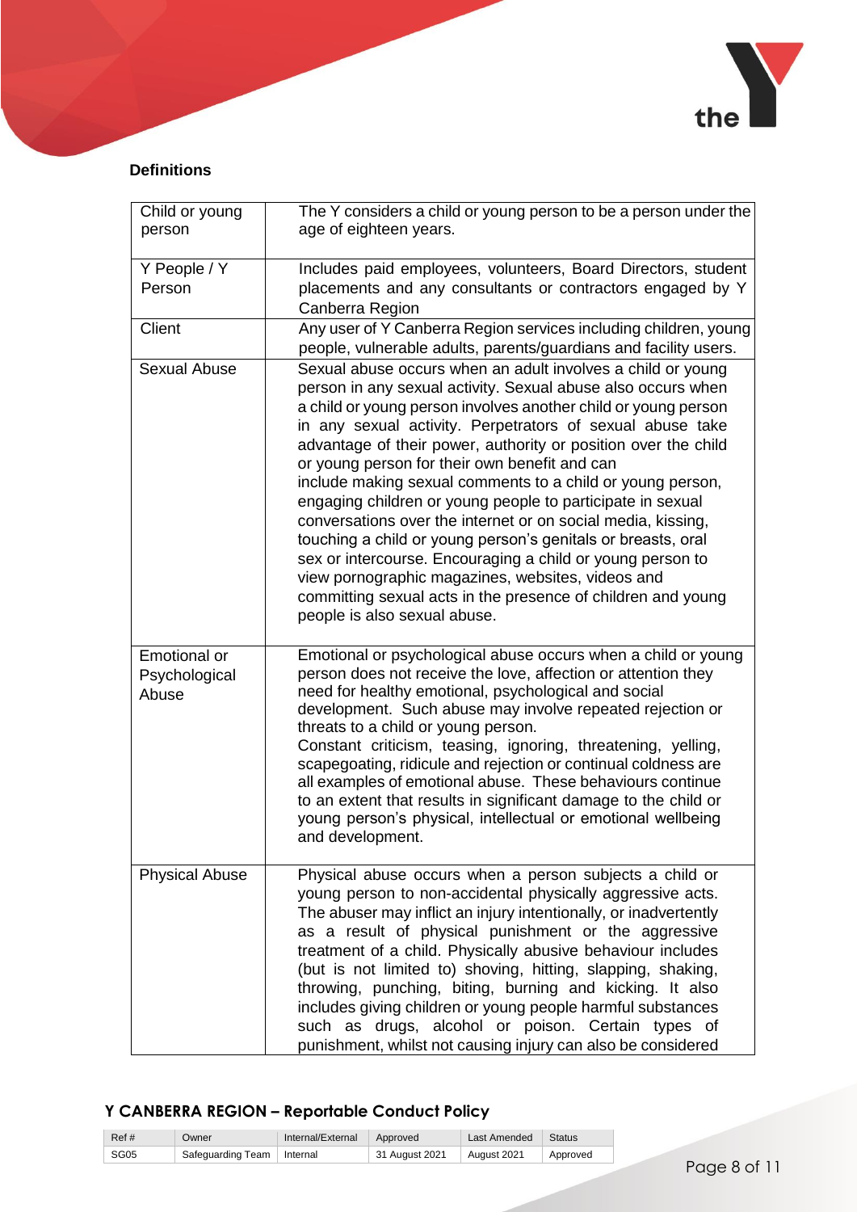### Definitions

| | |
|---|---|
| Child or young person | The Y considers a child or young person to be a person under the age of eighteen years. |
| Y People / Y Person | Includes paid employees, volunteers, Board Directors, student placements and any consultants or contractors engaged by Y Canberra Region |
| Client | Any user of Y Canberra Region services including children, young people, vulnerable adults, parents/guardians and facility users. |
| Sexual Abuse | Sexual abuse occurs when an adult involves a child or young person in any sexual activity. Sexual abuse also occurs when a child or young person involves another child or young person in any sexual activity. Perpetrators of sexual abuse take advantage of their power, authority or position over the child or young person for their own benefit and can include making sexual comments to a child or young person, engaging children or young people to participate in sexual conversations over the internet or on social media, kissing, touching a child or young person's genitals or breasts, oral sex or intercourse. Encouraging a child or young person to view pornographic magazines, websites, videos and committing sexual acts in the presence of children and young people is also sexual abuse. |
| Emotional or Psychological Abuse | Emotional or psychological abuse occurs when a child or young person does not receive the love, affection or attention they need for healthy emotional, psychological and social development. Such abuse may involve repeated rejection or threats to a child or young person. Constant criticism, teasing, ignoring, threatening, yelling, scapegoating, ridicule and rejection or continual coldness are all examples of emotional abuse. These behaviours continue to an extent that results in significant damage to the child or young person's physical, intellectual or emotional wellbeing and development. |
| Physical Abuse | Physical abuse occurs when a person subjects a child or young person to non-accidental physically aggressive acts. The abuser may inflict an injury intentionally, or inadvertently as a result of physical punishment or the aggressive treatment of a child. Physically abusive behaviour includes (but is not limited to) shoving, hitting, slapping, shaking, throwing, punching, biting, burning and kicking. It also includes giving children or young people harmful substances such as drugs, alcohol or poison. Certain types of punishment, whilst not causing injury can also be considered |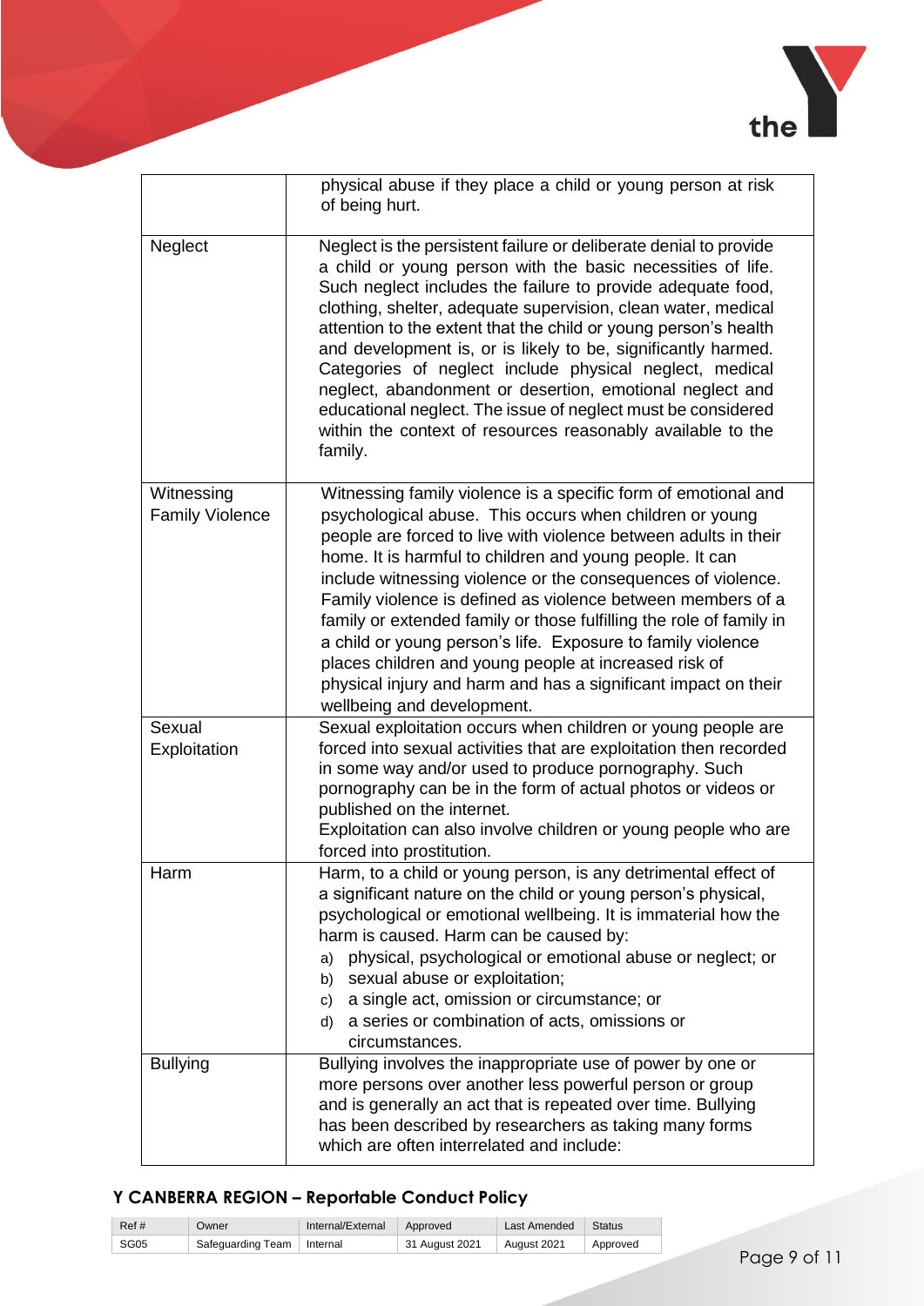| | |
|---|---|
| | physical abuse if they place a child or young person at risk of being hurt. |
| Neglect | Neglect is the persistent failure or deliberate denial to provide a child or young person with the basic necessities of life. Such neglect includes the failure to provide adequate food, clothing, shelter, adequate supervision, clean water, medical attention to the extent that the child or young person's health and development is, or is likely to be, significantly harmed. Categories of neglect include physical neglect, medical neglect, abandonment or desertion, emotional neglect and educational neglect. The issue of neglect must be considered within the context of resources reasonably available to the family. |
| Witnessing Family Violence | Witnessing family violence is a specific form of emotional and psychological abuse. This occurs when children or young people are forced to live with violence between adults in their home. It is harmful to children and young people. It can include witnessing violence or the consequences of violence. Family violence is defined as violence between members of a family or extended family or those fulfilling the role of family in a child or young person's life. Exposure to family violence places children and young people at increased risk of physical injury and harm and has a significant impact on their wellbeing and development. |
| Sexual Exploitation | Sexual exploitation occurs when children or young people are forced into sexual activities that are exploitation then recorded in some way and/or used to produce pornography. Such pornography can be in the form of actual photos or videos or published on the internet.<br>Exploitation can also involve children or young people who are forced into prostitution. |
| Harm | Harm, to a child or young person, is any detrimental effect of a significant nature on the child or young person's physical, psychological or emotional wellbeing. It is immaterial how the harm is caused. Harm can be caused by:<br>a) physical, psychological or emotional abuse or neglect; or<br>b) sexual abuse or exploitation;<br>c) a single act, omission or circumstance; or<br>d) a series or combination of acts, omissions or circumstances. |
| Bullying | Bullying involves the inappropriate use of power by one or more persons over another less powerful person or group and is generally an act that is repeated over time. Bullying has been described by researchers as taking many forms which are often interrelated and include: |

**Y CANBERRA REGION – Reportable Conduct Policy**

| Ref # | Owner | Internal/External | Approved | Last Amended | Status |
|---|---|---|---|---|---|
| SG05 | Safeguarding Team | Internal | 31 August 2021 | August 2021 | Approved |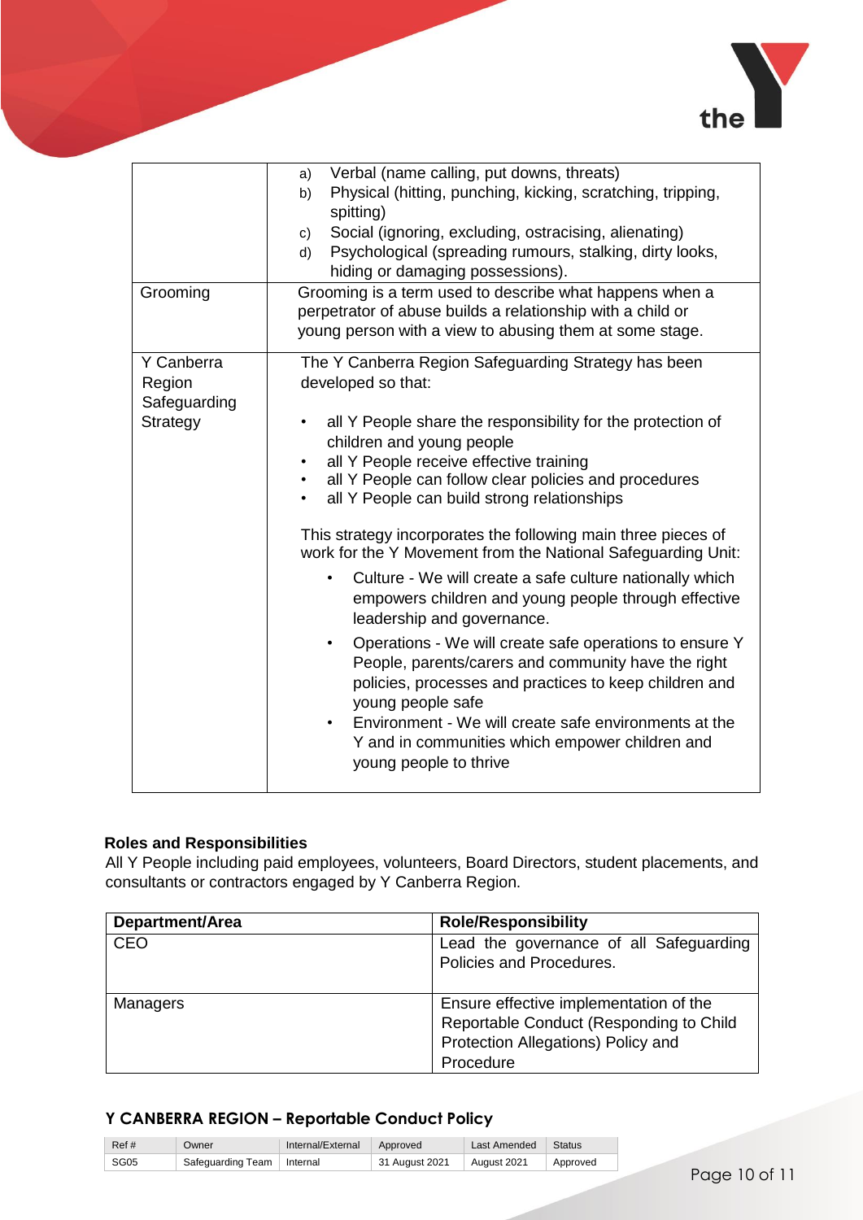| | |
|---|---|
| | a) Verbal (name calling, put downs, threats)<br>b) Physical (hitting, punching, kicking, scratching, tripping, spitting)<br>c) Social (ignoring, excluding, ostracising, alienating)<br>d) Psychological (spreading rumours, stalking, dirty looks, hiding or damaging possessions). |
| Grooming | Grooming is a term used to describe what happens when a perpetrator of abuse builds a relationship with a child or young person with a view to abusing them at some stage. |
| Y Canberra Region Safeguarding Strategy | The Y Canberra Region Safeguarding Strategy has been developed so that:<br><br>• all Y People share the responsibility for the protection of children and young people<br>• all Y People receive effective training<br>• all Y People can follow clear policies and procedures<br>• all Y People can build strong relationships<br><br>This strategy incorporates the following main three pieces of work for the Y Movement from the National Safeguarding Unit:<br><br>• Culture - We will create a safe culture nationally which empowers children and young people through effective leadership and governance.<br>• Operations - We will create safe operations to ensure Y People, parents/carers and community have the right policies, processes and practices to keep children and young people safe<br>• Environment - We will create safe environments at the Y and in communities which empower children and young people to thrive |

**Roles and Responsibilities**

All Y People including paid employees, volunteers, Board Directors, student placements, and consultants or contractors engaged by Y Canberra Region.

| Department/Area | Role/Responsibility |
|---|---|
| CEO | Lead the governance of all Safeguarding Policies and Procedures. |
| Managers | Ensure effective implementation of the Reportable Conduct (Responding to Child Protection Allegations) Policy and Procedure |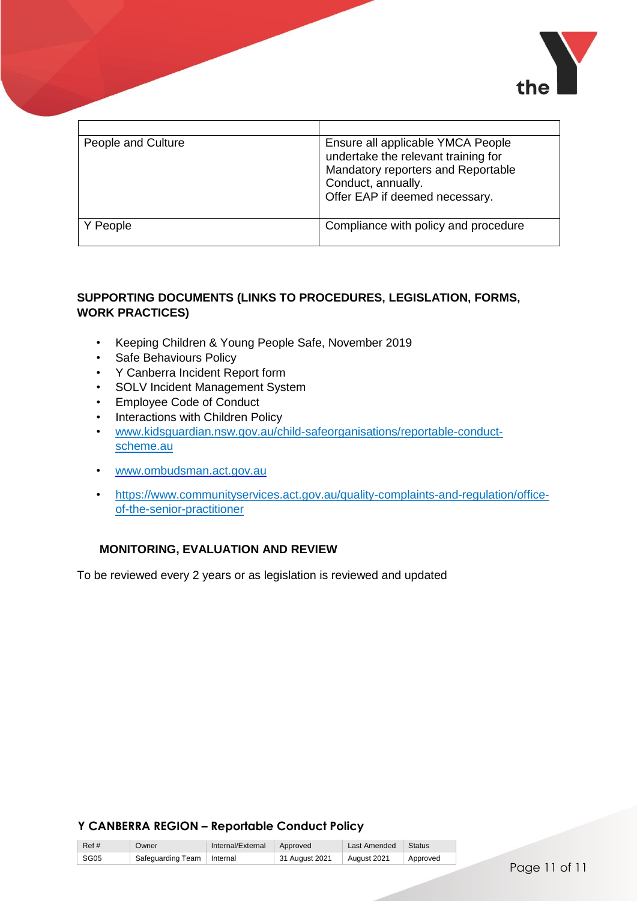| | |
|---|---|
| People and Culture | Ensure all applicable YMCA People undertake the relevant training for Mandatory reporters and Reportable Conduct, annually.<br>Offer EAP if deemed necessary. |
| Y People | Compliance with policy and procedure |

**SUPPORTING DOCUMENTS (LINKS TO PROCEDURES, LEGISLATION, FORMS, WORK PRACTICES)**

- Keeping Children & Young People Safe, November 2019
- Safe Behaviours Policy
- Y Canberra Incident Report form
- SOLV Incident Management System
- Employee Code of Conduct
- Interactions with Children Policy
- www.kidsguardian.nsw.gov.au/child-safeorganisations/reportable-conduct-scheme.au
- www.ombudsman.act.gov.au
- https://www.communityservices.act.gov.au/quality-complaints-and-regulation/office-of-the-senior-practitioner

**MONITORING, EVALUATION AND REVIEW**

To be reviewed every 2 years or as legislation is reviewed and updated

**Y CANBERRA REGION – Reportable Conduct Policy**

| Ref # | Owner | Internal/External | Approved | Last Amended | Status |
|---|---|---|---|---|---|
| SG05 | Safeguarding Team | Internal | 31 August 2021 | August 2021 | Approved |